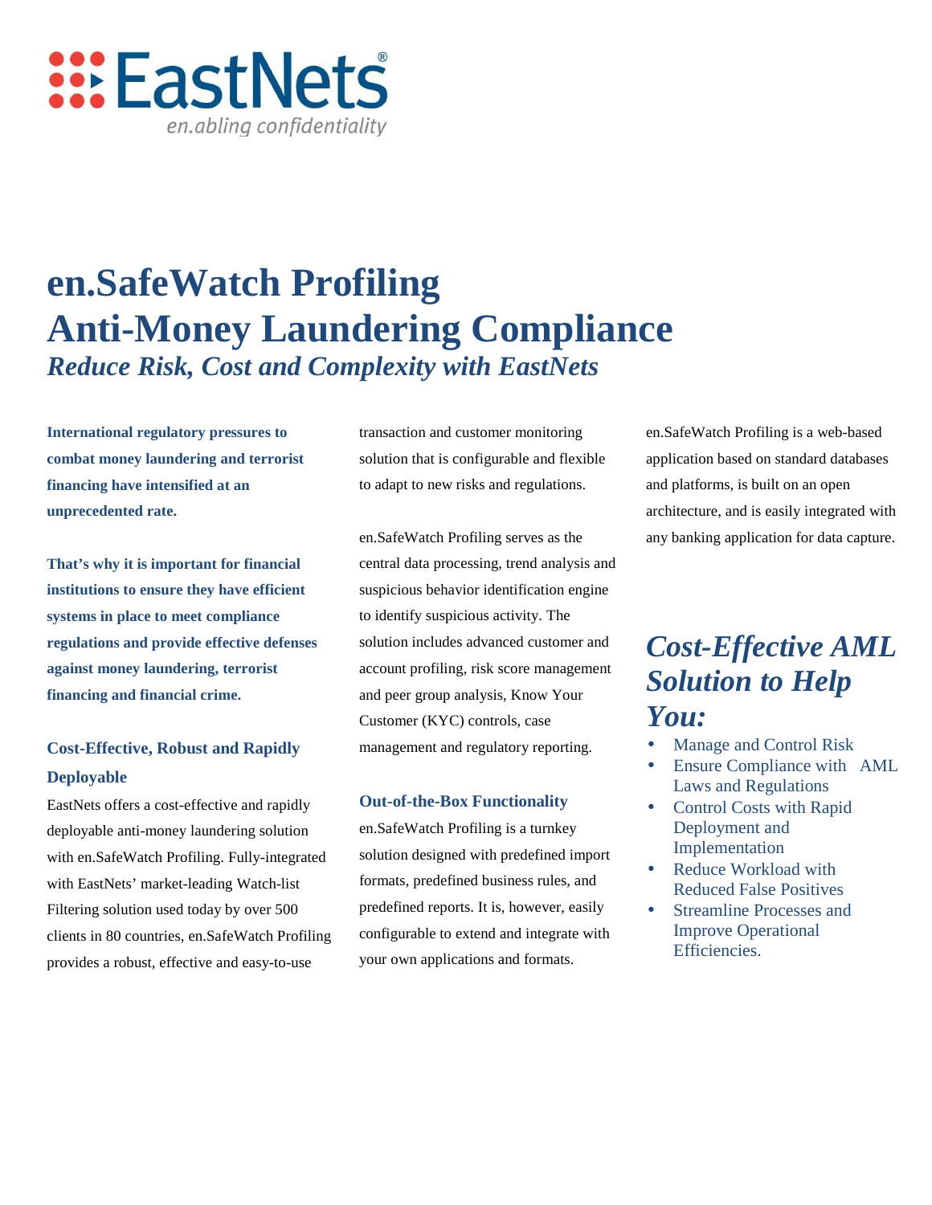EastNets®

*en.abling confidentiality*

# en.SafeWatch Profiling
# Anti-Money Laundering Compliance
### *Reduce Risk, Cost and Complexity with EastNets*

**International regulatory pressures to combat money laundering and terrorist financing have intensified at an unprecedented rate.**

**That's why it is important for financial institutions to ensure they have efficient systems in place to meet compliance regulations and provide effective defenses against money laundering, terrorist financing and financial crime.**

### Cost-Effective, Robust and Rapidly Deployable

EastNets offers a cost-effective and rapidly deployable anti-money laundering solution with en.SafeWatch Profiling. Fully-integrated with EastNets' market-leading Watch-list Filtering solution used today by over 500 clients in 80 countries, en.SafeWatch Profiling provides a robust, effective and easy-to-use transaction and customer monitoring solution that is configurable and flexible to adapt to new risks and regulations.

en.SafeWatch Profiling serves as the central data processing, trend analysis and suspicious behavior identification engine to identify suspicious activity. The solution includes advanced customer and account profiling, risk score management and peer group analysis, Know Your Customer (KYC) controls, case management and regulatory reporting.

### Out-of-the-Box Functionality

en.SafeWatch Profiling is a turnkey solution designed with predefined import formats, predefined business rules, and predefined reports. It is, however, easily configurable to extend and integrate with your own applications and formats.

en.SafeWatch Profiling is a web-based application based on standard databases and platforms, is built on an open architecture, and is easily integrated with any banking application for data capture.

## *Cost-Effective AML Solution to Help You:*

- Manage and Control Risk
- Ensure Compliance with AML Laws and Regulations
- Control Costs with Rapid Deployment and Implementation
- Reduce Workload with Reduced False Positives
- Streamline Processes and Improve Operational Efficiencies.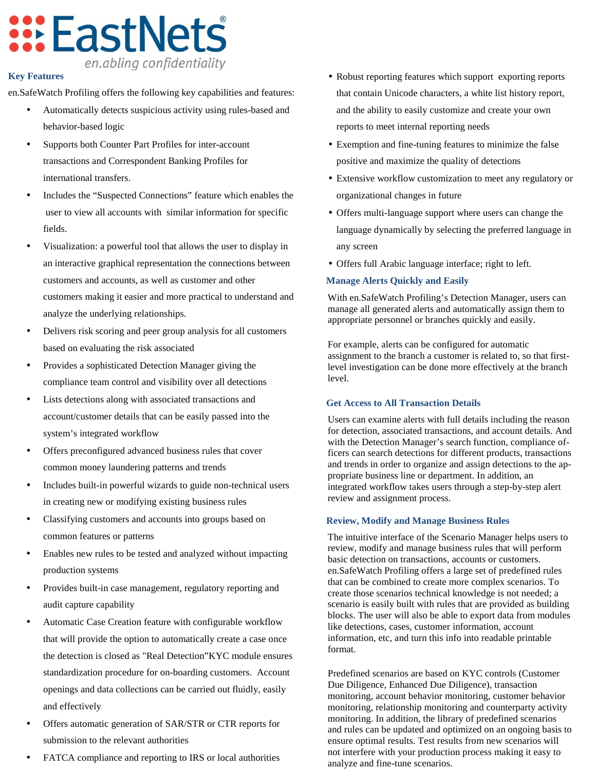## Key Features

en.SafeWatch Profiling offers the following key capabilities and features:

- Automatically detects suspicious activity using rules-based and behavior-based logic
- Supports both Counter Part Profiles for inter-account transactions and Correspondent Banking Profiles for international transfers.
- Includes the "Suspected Connections" feature which enables the user to view all accounts with similar information for specific fields.
- Visualization: a powerful tool that allows the user to display in an interactive graphical representation the connections between customers and accounts, as well as customer and other customers making it easier and more practical to understand and analyze the underlying relationships.
- Delivers risk scoring and peer group analysis for all customers based on evaluating the risk associated
- Provides a sophisticated Detection Manager giving the compliance team control and visibility over all detections
- Lists detections along with associated transactions and account/customer details that can be easily passed into the system's integrated workflow
- Offers preconfigured advanced business rules that cover common money laundering patterns and trends
- Includes built-in powerful wizards to guide non-technical users in creating new or modifying existing business rules
- Classifying customers and accounts into groups based on common features or patterns
- Enables new rules to be tested and analyzed without impacting production systems
- Provides built-in case management, regulatory reporting and audit capture capability
- Automatic Case Creation feature with configurable workflow that will provide the option to automatically create a case once the detection is closed as "Real Detection"KYC module ensures standardization procedure for on-boarding customers. Account openings and data collections can be carried out fluidly, easily and effectively
- Offers automatic generation of SAR/STR or CTR reports for submission to the relevant authorities
- FATCA compliance and reporting to IRS or local authorities
- Robust reporting features which support exporting reports that contain Unicode characters, a white list history report, and the ability to easily customize and create your own reports to meet internal reporting needs
- Exemption and fine-tuning features to minimize the false positive and maximize the quality of detections
- Extensive workflow customization to meet any regulatory or organizational changes in future
- Offers multi-language support where users can change the language dynamically by selecting the preferred language in any screen
- Offers full Arabic language interface; right to left.

## Manage Alerts Quickly and Easily

With en.SafeWatch Profiling's Detection Manager, users can manage all generated alerts and automatically assign them to appropriate personnel or branches quickly and easily.

For example, alerts can be configured for automatic assignment to the branch a customer is related to, so that first-level investigation can be done more effectively at the branch level.

## Get Access to All Transaction Details

Users can examine alerts with full details including the reason for detection, associated transactions, and account details. And with the Detection Manager's search function, compliance officers can search detections for different products, transactions and trends in order to organize and assign detections to the appropriate business line or department. In addition, an integrated workflow takes users through a step-by-step alert review and assignment process.

## Review, Modify and Manage Business Rules

The intuitive interface of the Scenario Manager helps users to review, modify and manage business rules that will perform basic detection on transactions, accounts or customers. en.SafeWatch Profiling offers a large set of predefined rules that can be combined to create more complex scenarios. To create those scenarios technical knowledge is not needed; a scenario is easily built with rules that are provided as building blocks. The user will also be able to export data from modules like detections, cases, customer information, account information, etc, and turn this info into readable printable format.

Predefined scenarios are based on KYC controls (Customer Due Diligence, Enhanced Due Diligence), transaction monitoring, account behavior monitoring, customer behavior monitoring, relationship monitoring and counterparty activity monitoring. In addition, the library of predefined scenarios and rules can be updated and optimized on an ongoing basis to ensure optimal results. Test results from new scenarios will not interfere with your production process making it easy to analyze and fine-tune scenarios.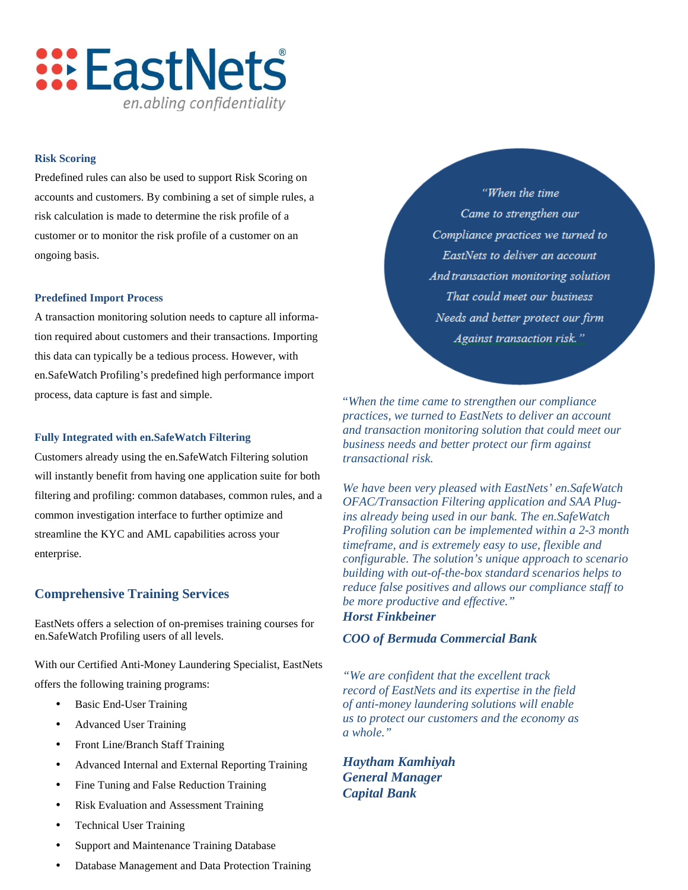**EastNets**®
*en.abling confidentiality*

### Risk Scoring

Predefined rules can also be used to support Risk Scoring on accounts and customers. By combining a set of simple rules, a risk calculation is made to determine the risk profile of a customer or to monitor the risk profile of a customer on an ongoing basis.

### Predefined Import Process

A transaction monitoring solution needs to capture all information required about customers and their transactions. Importing this data can typically be a tedious process. However, with en.SafeWatch Profiling's predefined high performance import process, data capture is fast and simple.

### Fully Integrated with en.SafeWatch Filtering

Customers already using the en.SafeWatch Filtering solution will instantly benefit from having one application suite for both filtering and profiling: common databases, common rules, and a common investigation interface to further optimize and streamline the KYC and AML capabilities across your enterprise.

## Comprehensive Training Services

EastNets offers a selection of on-premises training courses for en.SafeWatch Profiling users of all levels.

With our Certified Anti-Money Laundering Specialist, EastNets offers the following training programs:

- Basic End-User Training
- Advanced User Training
- Front Line/Branch Staff Training
- Advanced Internal and External Reporting Training
- Fine Tuning and False Reduction Training
- Risk Evaluation and Assessment Training
- Technical User Training
- Support and Maintenance Training Database
- Database Management and Data Protection Training

*"When the time Came to strengthen our Compliance practices we turned to EastNets to deliver an account And transaction monitoring solution That could meet our business Needs and better protect our firm Against transaction risk."*

*"When the time came to strengthen our compliance practices, we turned to EastNets to deliver an account and transaction monitoring solution that could meet our business needs and better protect our firm against transactional risk.*

*We have been very pleased with EastNets' en.SafeWatch OFAC/Transaction Filtering application and SAA Plug-ins already being used in our bank. The en.SafeWatch Profiling solution can be implemented within a 2-3 month timeframe, and is extremely easy to use, flexible and configurable. The solution's unique approach to scenario building with out-of-the-box standard scenarios helps to reduce false positives and allows our compliance staff to be more productive and effective."*

***Horst Finkbeiner***

***COO of Bermuda Commercial Bank***

*"We are confident that the excellent track record of EastNets and its expertise in the field of anti-money laundering solutions will enable us to protect our customers and the economy as a whole."*

***Haytham Kamhiyah***
***General Manager***
***Capital Bank***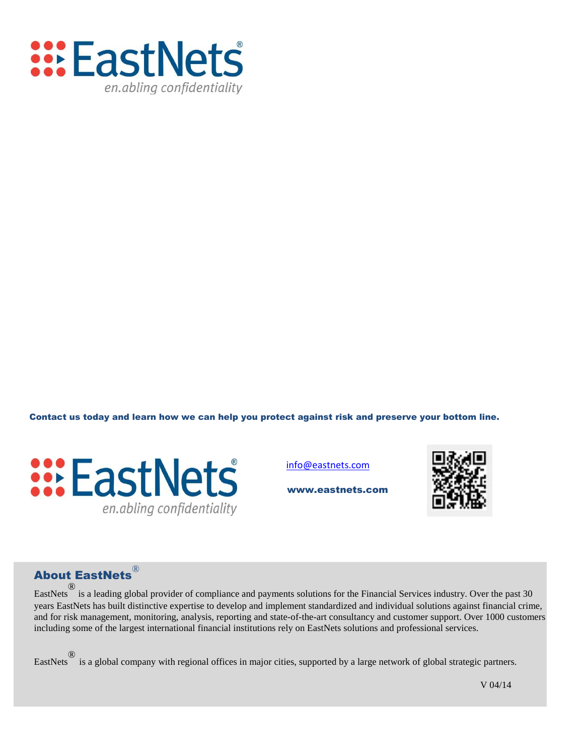EastNets®

*en.abling confidentiality*

**Contact us today and learn how we can help you protect against risk and preserve your bottom line.**

EastNets®

*en.abling confidentiality*

info@eastnets.com

**www.eastnets.com**

## About EastNets®

EastNets® is a leading global provider of compliance and payments solutions for the Financial Services industry. Over the past 30 years EastNets has built distinctive expertise to develop and implement standardized and individual solutions against financial crime, and for risk management, monitoring, analysis, reporting and state-of-the-art consultancy and customer support. Over 1000 customers including some of the largest international financial institutions rely on EastNets solutions and professional services.

EastNets® is a global company with regional offices in major cities, supported by a large network of global strategic partners.

V 04/14